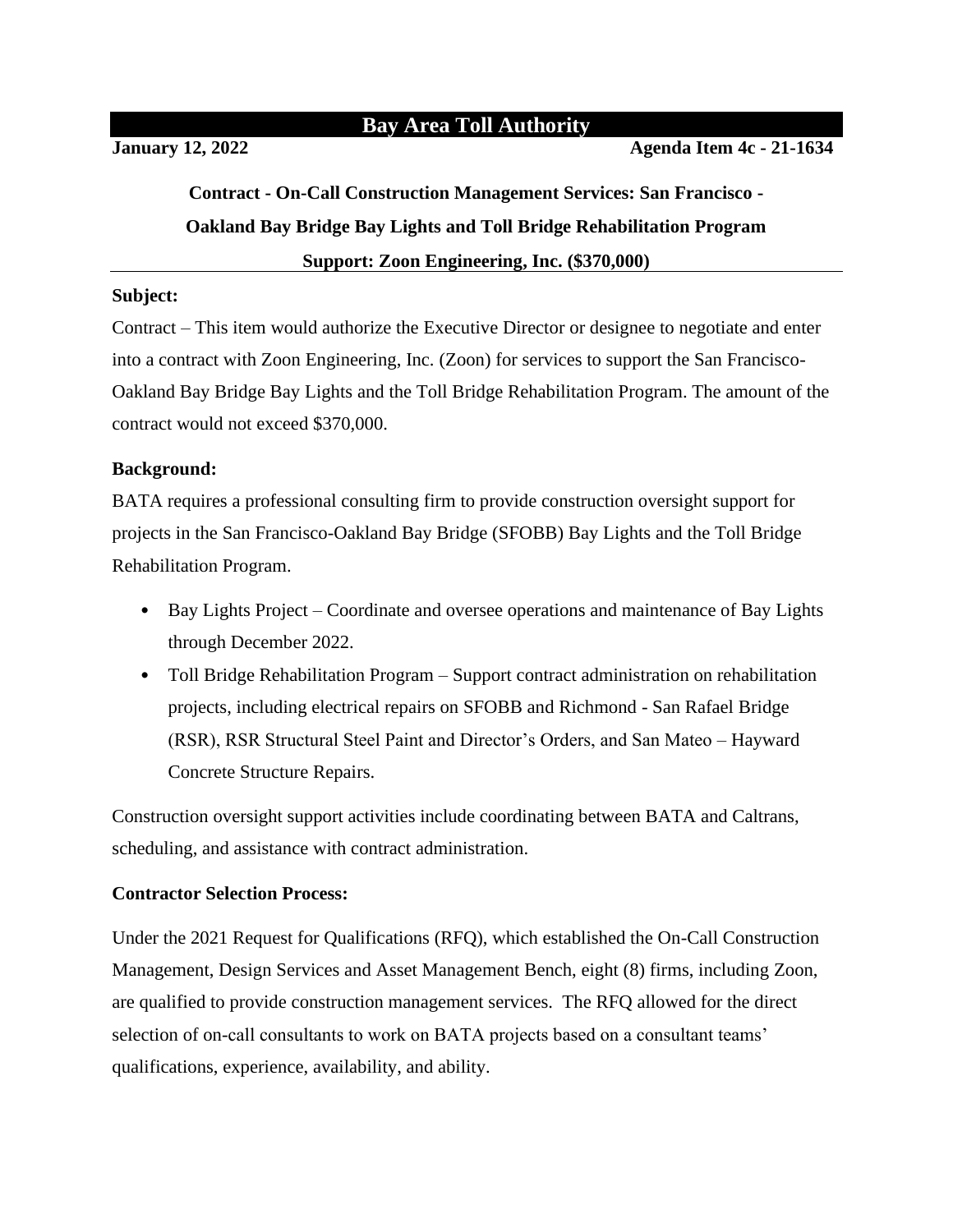# Bay Area Toll Authority

**January 12, 2022** **Agenda Item 4c - 21-1634**

## Contract - On-Call Construction Management Services: San Francisco - Oakland Bay Bridge Bay Lights and Toll Bridge Rehabilitation Program Support: Zoon Engineering, Inc. ($370,000)

**Subject:**

Contract – This item would authorize the Executive Director or designee to negotiate and enter into a contract with Zoon Engineering, Inc. (Zoon) for services to support the San Francisco-Oakland Bay Bridge Bay Lights and the Toll Bridge Rehabilitation Program. The amount of the contract would not exceed $370,000.

**Background:**

BATA requires a professional consulting firm to provide construction oversight support for projects in the San Francisco-Oakland Bay Bridge (SFOBB) Bay Lights and the Toll Bridge Rehabilitation Program.

- Bay Lights Project – Coordinate and oversee operations and maintenance of Bay Lights through December 2022.
- Toll Bridge Rehabilitation Program – Support contract administration on rehabilitation projects, including electrical repairs on SFOBB and Richmond - San Rafael Bridge (RSR), RSR Structural Steel Paint and Director's Orders, and San Mateo – Hayward Concrete Structure Repairs.

Construction oversight support activities include coordinating between BATA and Caltrans, scheduling, and assistance with contract administration.

**Contractor Selection Process:**

Under the 2021 Request for Qualifications (RFQ), which established the On-Call Construction Management, Design Services and Asset Management Bench, eight (8) firms, including Zoon, are qualified to provide construction management services. The RFQ allowed for the direct selection of on-call consultants to work on BATA projects based on a consultant teams' qualifications, experience, availability, and ability.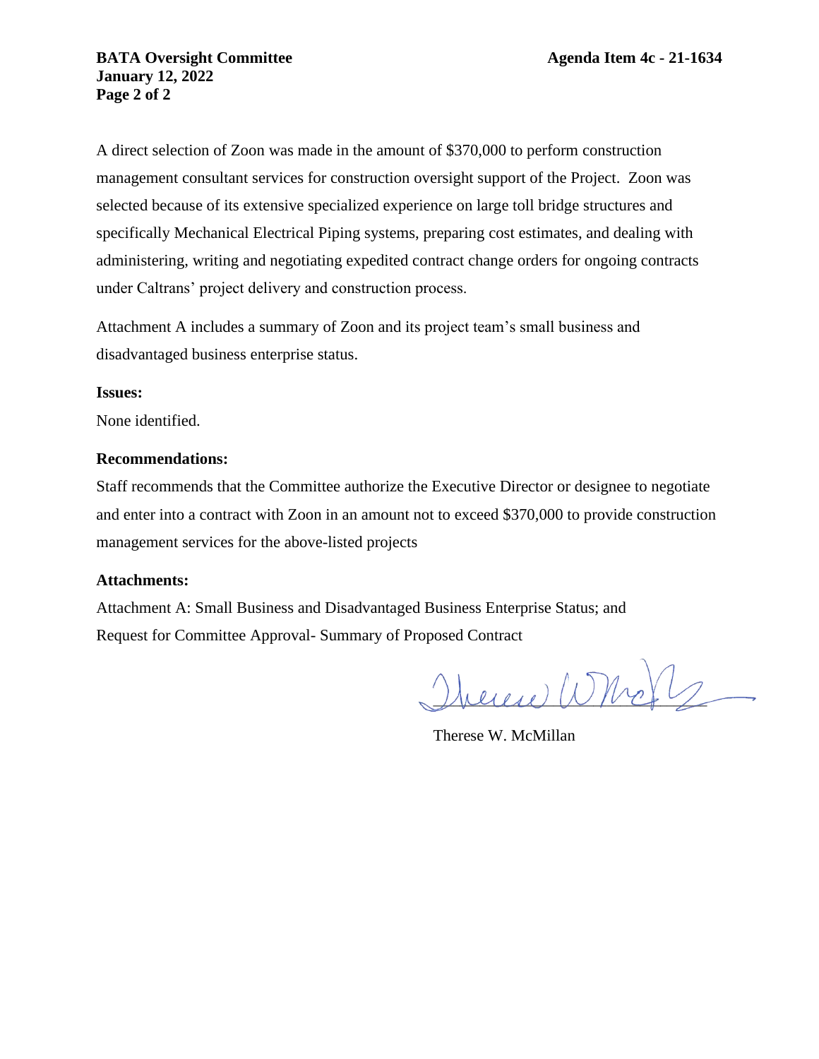A direct selection of Zoon was made in the amount of $370,000 to perform construction management consultant services for construction oversight support of the Project. Zoon was selected because of its extensive specialized experience on large toll bridge structures and specifically Mechanical Electrical Piping systems, preparing cost estimates, and dealing with administering, writing and negotiating expedited contract change orders for ongoing contracts under Caltrans' project delivery and construction process.

Attachment A includes a summary of Zoon and its project team's small business and disadvantaged business enterprise status.

**Issues:**

None identified.

**Recommendations:**

Staff recommends that the Committee authorize the Executive Director or designee to negotiate and enter into a contract with Zoon in an amount not to exceed $370,000 to provide construction management services for the above-listed projects

**Attachments:**

Attachment A: Small Business and Disadvantaged Business Enterprise Status; and

Request for Committee Approval- Summary of Proposed Contract

Therese W. McMillan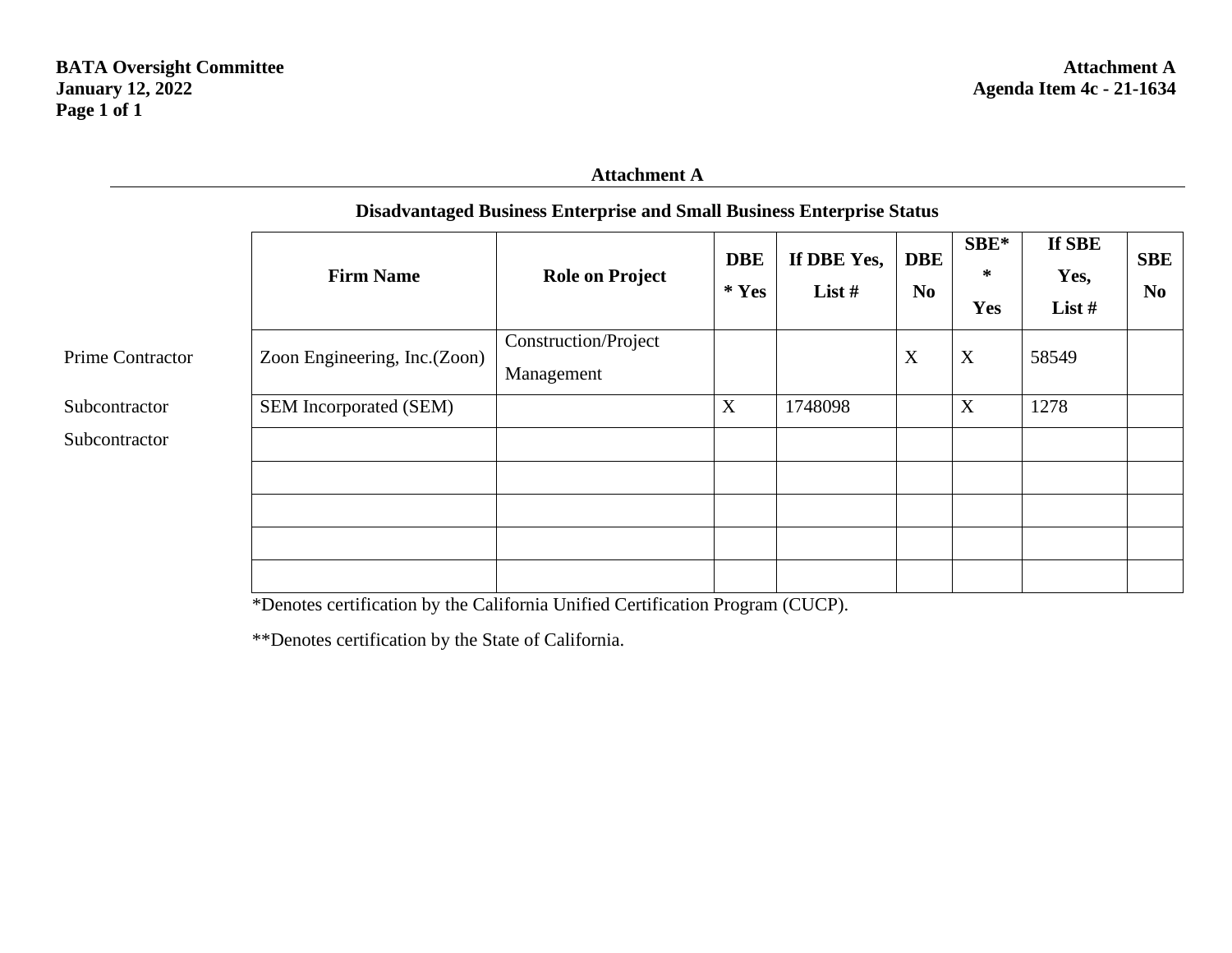**BATA Oversight Committee**
**January 12, 2022**
**Page 1 of 1**

**Attachment A**
**Agenda Item 4c - 21-1634**

## Attachment A

### Disadvantaged Business Enterprise and Small Business Enterprise Status

| | Firm Name | Role on Project | DBE* Yes | If DBE Yes, List # | DBE No | SBE** Yes | If SBE Yes, List # | SBE No |
|---|---|---|---|---|---|---|---|---|
| Prime Contractor | Zoon Engineering, Inc.(Zoon) | Construction/Project Management | | | X | X | 58549 | |
| Subcontractor | SEM Incorporated (SEM) | | X | 1748098 | | X | 1278 | |
| Subcontractor | | | | | | | | |
| | | | | | | | | |
| | | | | | | | | |
| | | | | | | | | |
| | | | | | | | | |

*Denotes certification by the California Unified Certification Program (CUCP).

**Denotes certification by the State of California.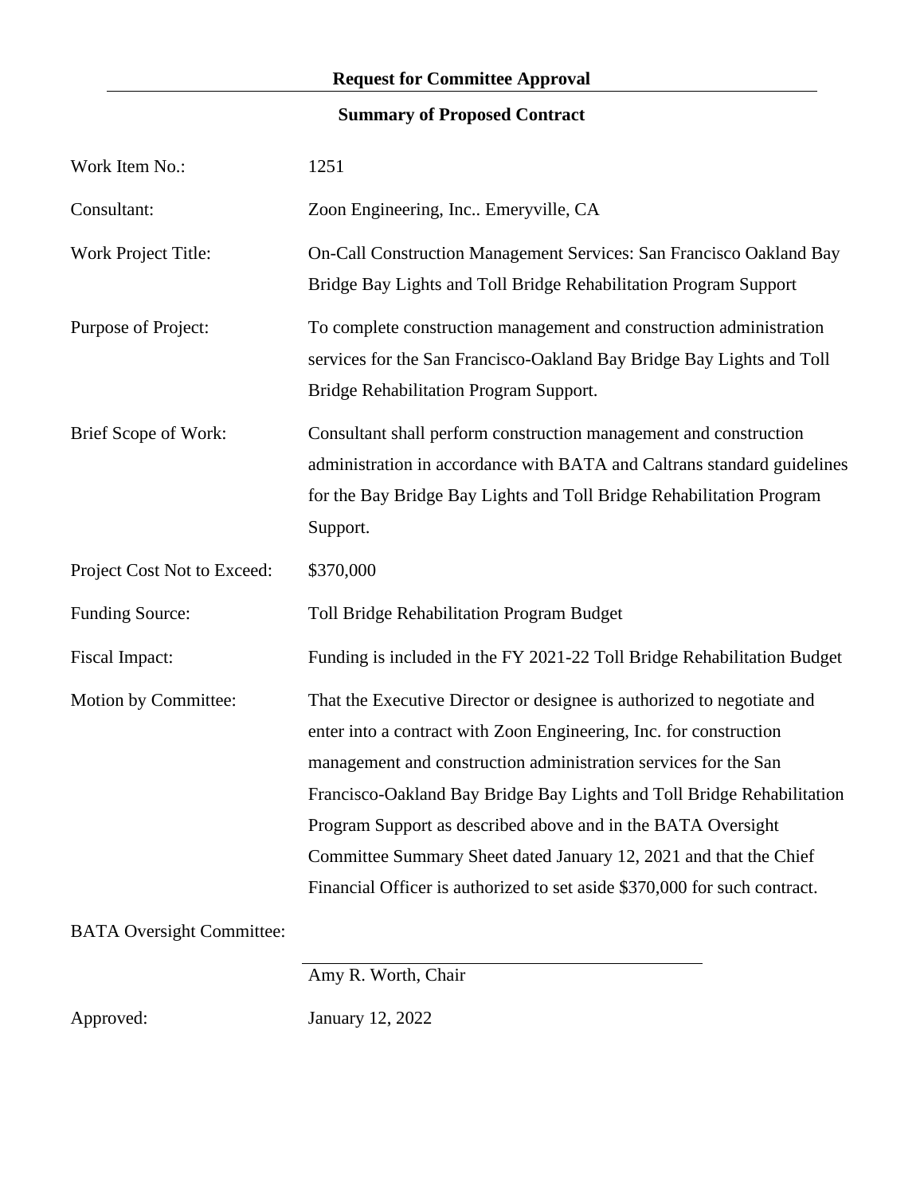**Request for Committee Approval**

**Summary of Proposed Contract**

| | |
|---|---|
| Work Item No.: | 1251 |
| Consultant: | Zoon Engineering, Inc.. Emeryville, CA |
| Work Project Title: | On-Call Construction Management Services: San Francisco Oakland Bay Bridge Bay Lights and Toll Bridge Rehabilitation Program Support |
| Purpose of Project: | To complete construction management and construction administration services for the San Francisco-Oakland Bay Bridge Bay Lights and Toll Bridge Rehabilitation Program Support. |
| Brief Scope of Work: | Consultant shall perform construction management and construction administration in accordance with BATA and Caltrans standard guidelines for the Bay Bridge Bay Lights and Toll Bridge Rehabilitation Program Support. |
| Project Cost Not to Exceed: | $370,000 |
| Funding Source: | Toll Bridge Rehabilitation Program Budget |
| Fiscal Impact: | Funding is included in the FY 2021-22 Toll Bridge Rehabilitation Budget |
| Motion by Committee: | That the Executive Director or designee is authorized to negotiate and enter into a contract with Zoon Engineering, Inc. for construction management and construction administration services for the San Francisco-Oakland Bay Bridge Bay Lights and Toll Bridge Rehabilitation Program Support as described above and in the BATA Oversight Committee Summary Sheet dated January 12, 2021 and that the Chief Financial Officer is authorized to set aside $370,000 for such contract. |

BATA Oversight Committee:

_______________________________
Amy R. Worth, Chair

Approved: January 12, 2022